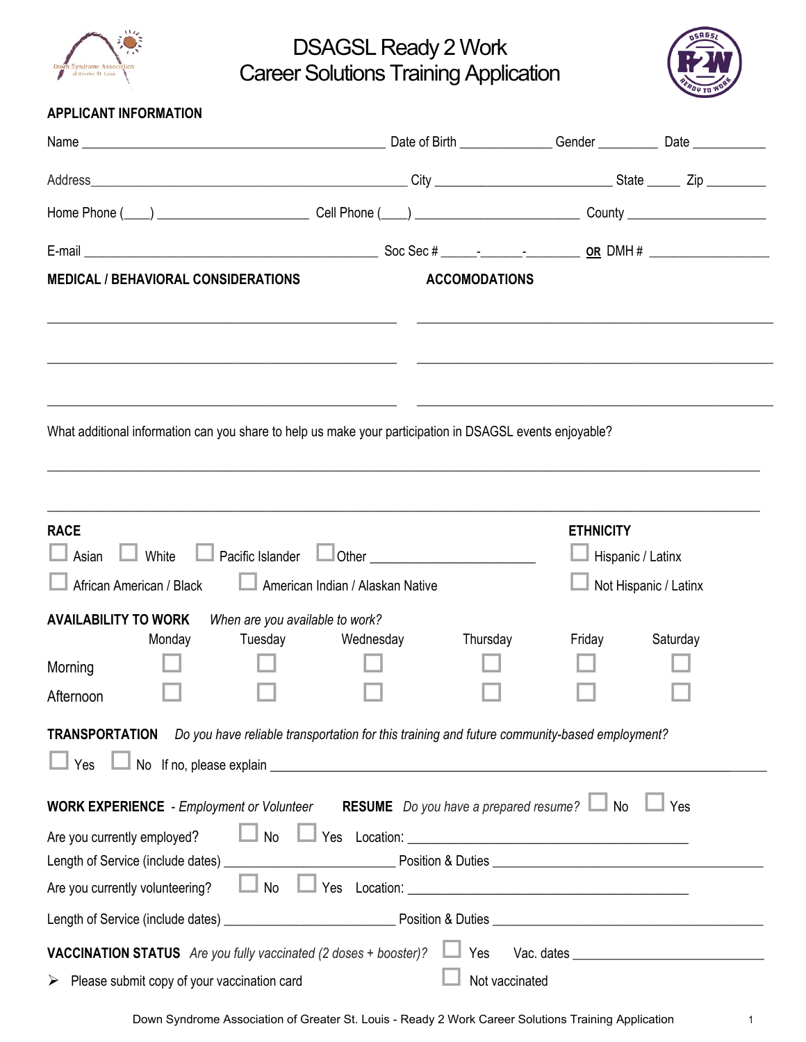# DSAGSL Ready 2 Work
# Career Solutions Training Application

## APPLICANT INFORMATION

Name ______________________________ Date of Birth ____________ Gender ________ Date __________

Address______________________________ City ____________________ State _____ Zip ________

Home Phone (____) ____________________ Cell Phone (____) ____________________ County __________________

E-mail ______________________________ Soc Sec # _____-______-________ **OR** DMH # ________________

**MEDICAL / BEHAVIORAL CONSIDERATIONS**

______________________________

______________________________

______________________________

**ACCOMODATIONS**

______________________________

______________________________

______________________________

What additional information can you share to help us make your participation in DSAGSL events enjoyable?

____________________________________________________________

____________________________________________________________

**RACE**

☐ Asian ☐ White ☐ Pacific Islander ☐ Other ______________________

☐ African American / Black ☐ American Indian / Alaskan Native

**ETHNICITY**

☐ Hispanic / Latinx

☐ Not Hispanic / Latinx

**AVAILABILITY TO WORK** *When are you available to work?*

| | Monday | Tuesday | Wednesday | Thursday | Friday | Saturday |
|---|---|---|---|---|---|---|
| Morning | ☐ | ☐ | ☐ | ☐ | ☐ | ☐ |
| Afternoon | ☐ | ☐ | ☐ | ☐ | ☐ | ☐ |

**TRANSPORTATION** *Do you have reliable transportation for this training and future community-based employment?*

☐ Yes ☐ No If no, please explain ____________________________________________

**WORK EXPERIENCE** - *Employment or Volunteer* **RESUME** *Do you have a prepared resume?* ☐ No ☐ Yes

Are you currently employed? ☐ No ☐ Yes Location: ______________________________

Length of Service (include dates) ____________________ Position & Duties ______________________________

Are you currently volunteering? ☐ No ☐ Yes Location: ______________________________

Length of Service (include dates) ____________________ Position & Duties ______________________________

**VACCINATION STATUS** *Are you fully vaccinated (2 doses + booster)?* ☐ Yes Vac. dates ______________________

➢ Please submit copy of your vaccination card ☐ Not vaccinated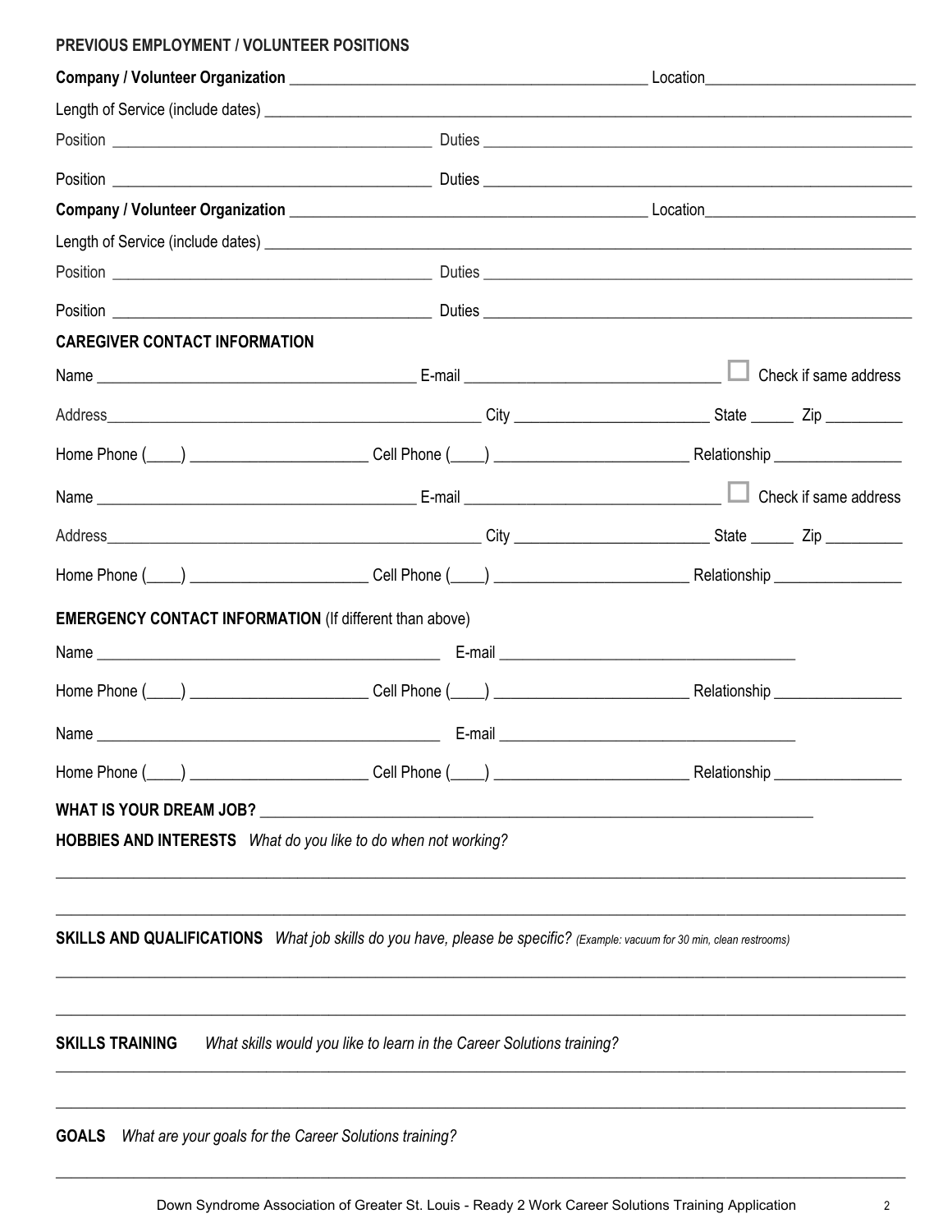**PREVIOUS EMPLOYMENT / VOLUNTEER POSITIONS**

**Company / Volunteer Organization** ______________________________ Location______________________

Length of Service (include dates) ______________________________________________________________

Position ______________________________ Duties ______________________________________________

Position ______________________________ Duties ______________________________________________

**Company / Volunteer Organization** ______________________________ Location______________________

Length of Service (include dates) ______________________________________________________________

Position ______________________________ Duties ______________________________________________

Position ______________________________ Duties ______________________________________________

**CAREGIVER CONTACT INFORMATION**

Name ______________________________ E-mail ______________________________ ☐ Check if same address

Address______________________________ City ____________________ State ______ Zip _________

Home Phone (____) ____________________ Cell Phone (____) ____________________ Relationship ________________

Name ______________________________ E-mail ______________________________ ☐ Check if same address

Address______________________________ City ____________________ State ______ Zip _________

Home Phone (____) ____________________ Cell Phone (____) ____________________ Relationship ________________

**EMERGENCY CONTACT INFORMATION** (If different than above)

Name ______________________________ E-mail ______________________________

Home Phone (____) ____________________ Cell Phone (____) ____________________ Relationship ________________

Name ______________________________ E-mail ______________________________

Home Phone (____) ____________________ Cell Phone (____) ____________________ Relationship ________________

**WHAT IS YOUR DREAM JOB?** ______________________________________________________________

**HOBBIES AND INTERESTS** *What do you like to do when not working?*

______________________________________________________________________________________

______________________________________________________________________________________

**SKILLS AND QUALIFICATIONS** *What job skills do you have, please be specific? (Example: vacuum for 30 min, clean restrooms)*

______________________________________________________________________________________

______________________________________________________________________________________

**SKILLS TRAINING** *What skills would you like to learn in the Career Solutions training?*

______________________________________________________________________________________

______________________________________________________________________________________

**GOALS** *What are your goals for the Career Solutions training?*

______________________________________________________________________________________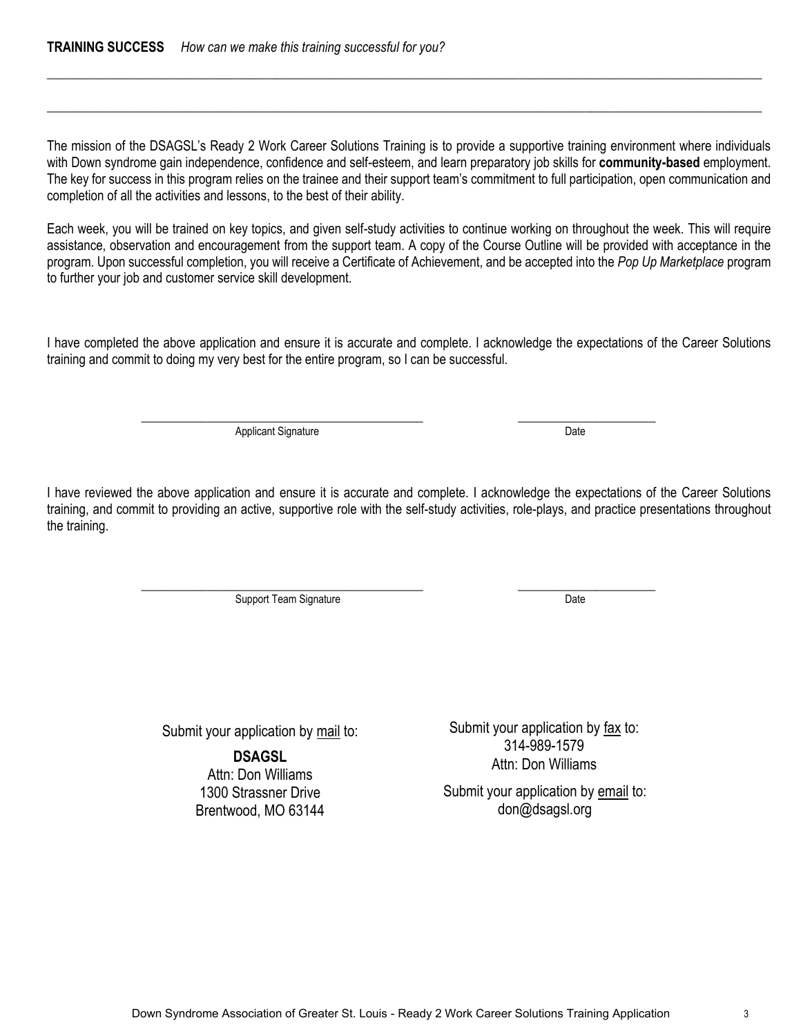**TRAINING SUCCESS** *How can we make this training successful for you?*

\_\_\_\_\_\_\_\_\_\_\_\_\_\_\_\_\_\_\_\_\_\_\_\_\_\_\_\_\_\_\_\_\_\_\_\_\_\_\_\_\_\_\_\_\_\_\_\_\_\_\_\_\_\_\_\_\_\_\_\_\_\_\_\_\_\_\_\_\_\_\_\_\_\_\_\_\_\_

\_\_\_\_\_\_\_\_\_\_\_\_\_\_\_\_\_\_\_\_\_\_\_\_\_\_\_\_\_\_\_\_\_\_\_\_\_\_\_\_\_\_\_\_\_\_\_\_\_\_\_\_\_\_\_\_\_\_\_\_\_\_\_\_\_\_\_\_\_\_\_\_\_\_\_\_\_\_

The mission of the DSAGSL's Ready 2 Work Career Solutions Training is to provide a supportive training environment where individuals with Down syndrome gain independence, confidence and self-esteem, and learn preparatory job skills for **community-based** employment. The key for success in this program relies on the trainee and their support team's commitment to full participation, open communication and completion of all the activities and lessons, to the best of their ability.

Each week, you will be trained on key topics, and given self-study activities to continue working on throughout the week. This will require assistance, observation and encouragement from the support team. A copy of the Course Outline will be provided with acceptance in the program. Upon successful completion, you will receive a Certificate of Achievement, and be accepted into the *Pop Up Marketplace* program to further your job and customer service skill development.

I have completed the above application and ensure it is accurate and complete. I acknowledge the expectations of the Career Solutions training and commit to doing my very best for the entire program, so I can be successful.

\_\_\_\_\_\_\_\_\_\_\_\_\_\_\_\_\_\_\_\_\_\_\_\_\_\_\_\_\_\_\_\_\_\_\_\_ \_\_\_\_\_\_\_\_\_\_\_\_\_\_\_\_\_\_\_\_

Applicant Signature Date

I have reviewed the above application and ensure it is accurate and complete. I acknowledge the expectations of the Career Solutions training, and commit to providing an active, supportive role with the self-study activities, role-plays, and practice presentations throughout the training.

\_\_\_\_\_\_\_\_\_\_\_\_\_\_\_\_\_\_\_\_\_\_\_\_\_\_\_\_\_\_\_\_\_\_\_\_ \_\_\_\_\_\_\_\_\_\_\_\_\_\_\_\_\_\_\_\_

Support Team Signature Date

Submit your application by mail to:

**DSAGSL**
Attn: Don Williams
1300 Strassner Drive
Brentwood, MO 63144

Submit your application by fax to:
314-989-1579
Attn: Don Williams

Submit your application by email to:
don@dsagsl.org